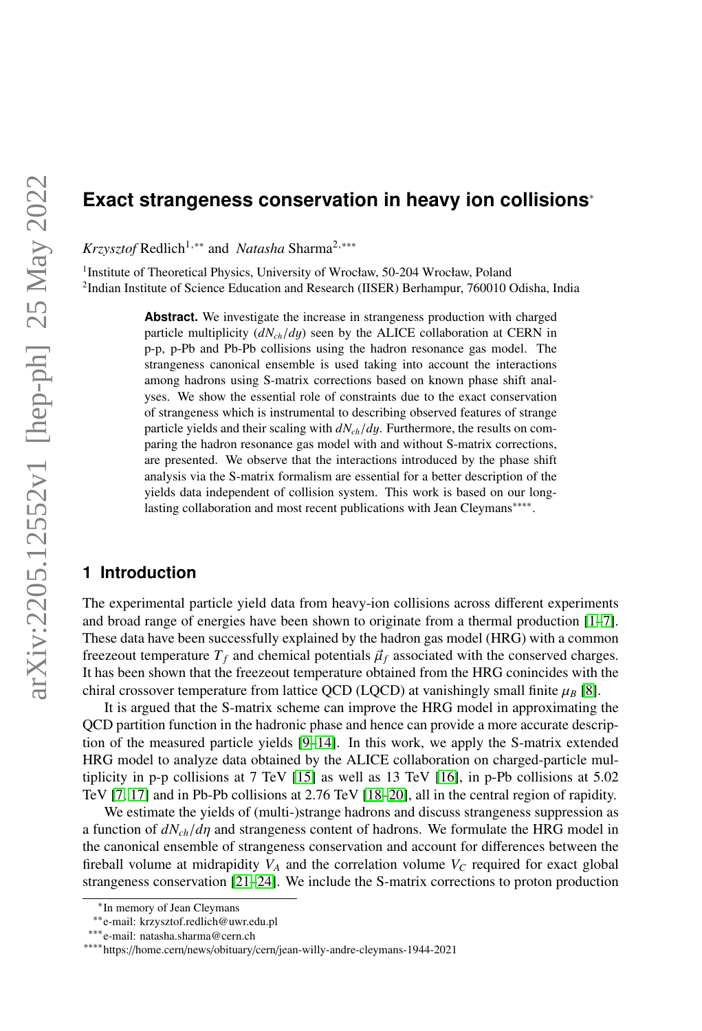# Exact strangeness conservation in heavy ion collisions*

*Krzysztof* Redlich[1,**] and *Natasha* Sharma[2,***]

[1]Institute of Theoretical Physics, University of Wrocław, 50-204 Wrocław, Poland
[2]Indian Institute of Science Education and Research (IISER) Berhampur, 760010 Odisha, India

**Abstract.** We investigate the increase in strangeness production with charged particle multiplicity ($dN_{ch}/dy$) seen by the ALICE collaboration at CERN in p-p, p-Pb and Pb-Pb collisions using the hadron resonance gas model. The strangeness canonical ensemble is used taking into account the interactions among hadrons using S-matrix corrections based on known phase shift analyses. We show the essential role of constraints due to the exact conservation of strangeness which is instrumental to describing observed features of strange particle yields and their scaling with $dN_{ch}/dy$. Furthermore, the results on comparing the hadron resonance gas model with and without S-matrix corrections, are presented. We observe that the interactions introduced by the phase shift analysis via the S-matrix formalism are essential for a better description of the yields data independent of collision system. This work is based on our long-lasting collaboration and most recent publications with Jean Cleymans****.

## 1 Introduction

The experimental particle yield data from heavy-ion collisions across different experiments and broad range of energies have been shown to originate from a thermal production [1–7]. These data have been successfully explained by the hadron gas model (HRG) with a common freezeout temperature $T_f$ and chemical potentials $\vec{\mu}_f$ associated with the conserved charges. It has been shown that the freezeout temperature obtained from the HRG conincides with the chiral crossover temperature from lattice QCD (LQCD) at vanishingly small finite $\mu_B$ [8].

It is argued that the S-matrix scheme can improve the HRG model in approximating the QCD partition function in the hadronic phase and hence can provide a more accurate description of the measured particle yields [9–14]. In this work, we apply the S-matrix extended HRG model to analyze data obtained by the ALICE collaboration on charged-particle multiplicity in p-p collisions at 7 TeV [15] as well as 13 TeV [16], in p-Pb collisions at 5.02 TeV [7, 17] and in Pb-Pb collisions at 2.76 TeV [18–20], all in the central region of rapidity.

We estimate the yields of (multi-)strange hadrons and discuss strangeness suppression as a function of $dN_{ch}/d\eta$ and strangeness content of hadrons. We formulate the HRG model in the canonical ensemble of strangeness conservation and account for differences between the fireball volume at midrapidity $V_A$ and the correlation volume $V_C$ required for exact global strangeness conservation [21–24]. We include the S-matrix corrections to proton production

*In memory of Jean Cleymans
**e-mail: krzysztof.redlich@uwr.edu.pl
***e-mail: natasha.sharma@cern.ch
****https://home.cern/news/obituary/cern/jean-willy-andre-cleymans-1944-2021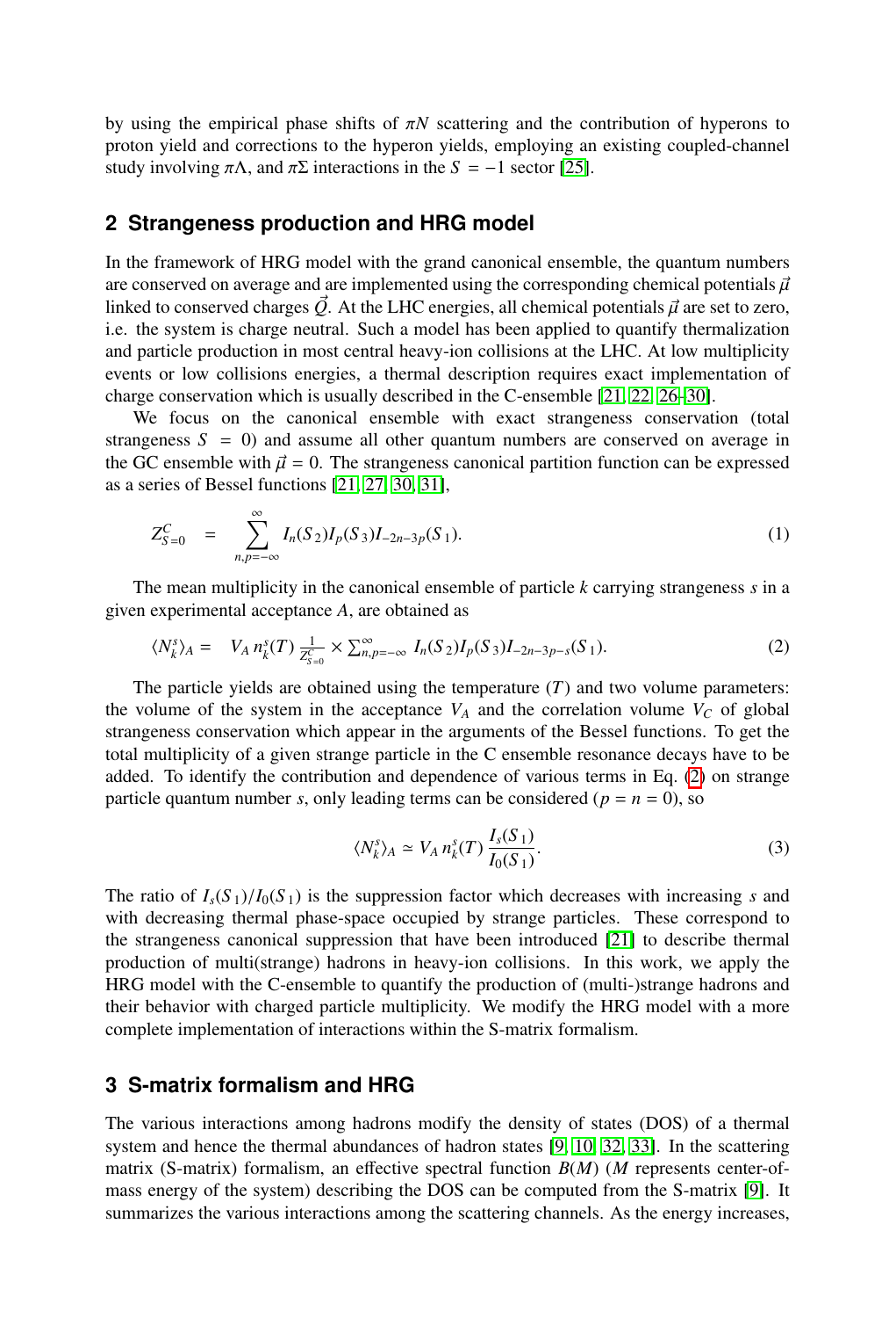by using the empirical phase shifts of $\pi N$ scattering and the contribution of hyperons to proton yield and corrections to the hyperon yields, employing an existing coupled-channel study involving $\pi\Lambda$, and $\pi\Sigma$ interactions in the $S = -1$ sector [25].

## 2 Strangeness production and HRG model

In the framework of HRG model with the grand canonical ensemble, the quantum numbers are conserved on average and are implemented using the corresponding chemical potentials $\vec{\mu}$ linked to conserved charges $\vec{Q}$. At the LHC energies, all chemical potentials $\vec{\mu}$ are set to zero, i.e. the system is charge neutral. Such a model has been applied to quantify thermalization and particle production in most central heavy-ion collisions at the LHC. At low multiplicity events or low collisions energies, a thermal description requires exact implementation of charge conservation which is usually described in the C-ensemble [21, 22, 26–30].

We focus on the canonical ensemble with exact strangeness conservation (total strangeness $S = 0$) and assume all other quantum numbers are conserved on average in the GC ensemble with $\vec{\mu} = 0$. The strangeness canonical partition function can be expressed as a series of Bessel functions [21, 27, 30, 31],

$$Z^C_{S=0} = \sum_{n,p=-\infty}^{\infty} I_n(S_2) I_p(S_3) I_{-2n-3p}(S_1). \tag{1}$$

The mean multiplicity in the canonical ensemble of particle $k$ carrying strangeness $s$ in a given experimental acceptance $A$, are obtained as

$$\langle N^s_k \rangle_A = V_A \, n^s_k(T) \, \frac{1}{Z^C_{S=0}} \times \sum_{n,p=-\infty}^{\infty} I_n(S_2) I_p(S_3) I_{-2n-3p-s}(S_1). \tag{2}$$

The particle yields are obtained using the temperature ($T$) and two volume parameters: the volume of the system in the acceptance $V_A$ and the correlation volume $V_C$ of global strangeness conservation which appear in the arguments of the Bessel functions. To get the total multiplicity of a given strange particle in the C ensemble resonance decays have to be added. To identify the contribution and dependence of various terms in Eq. (2) on strange particle quantum number $s$, only leading terms can be considered ($p = n = 0$), so

$$\langle N^s_k \rangle_A \simeq V_A \, n^s_k(T) \, \frac{I_s(S_1)}{I_0(S_1)}. \tag{3}$$

The ratio of $I_s(S_1)/I_0(S_1)$ is the suppression factor which decreases with increasing $s$ and with decreasing thermal phase-space occupied by strange particles. These correspond to the strangeness canonical suppression that have been introduced [21] to describe thermal production of multi(strange) hadrons in heavy-ion collisions. In this work, we apply the HRG model with the C-ensemble to quantify the production of (multi-)strange hadrons and their behavior with charged particle multiplicity. We modify the HRG model with a more complete implementation of interactions within the S-matrix formalism.

## 3 S-matrix formalism and HRG

The various interactions among hadrons modify the density of states (DOS) of a thermal system and hence the thermal abundances of hadron states [9, 10, 32, 33]. In the scattering matrix (S-matrix) formalism, an effective spectral function $B(M)$ ($M$ represents center-of-mass energy of the system) describing the DOS can be computed from the S-matrix [9]. It summarizes the various interactions among the scattering channels. As the energy increases,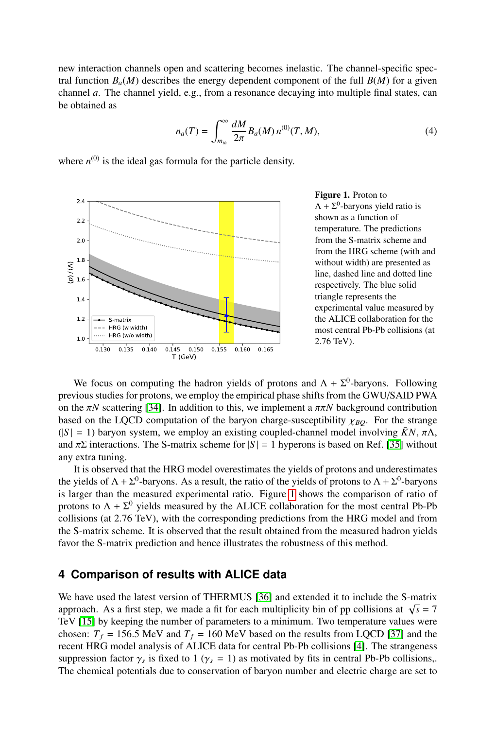new interaction channels open and scattering becomes inelastic. The channel-specific spectral function $B_a(M)$ describes the energy dependent component of the full $B(M)$ for a given channel $a$. The channel yield, e.g., from a resonance decaying into multiple final states, can be obtained as

$$n_a(T) = \int_{m_{th}}^{\infty} \frac{dM}{2\pi} B_a(M)\, n^{(0)}(T, M), \tag{4}$$

where $n^{(0)}$ is the ideal gas formula for the particle density.

**Figure 1.** Proton to $\Lambda + \Sigma^0$-baryons yield ratio is shown as a function of temperature. The predictions from the S-matrix scheme and from the HRG scheme (with and without width) are presented as line, dashed line and dotted line respectively. The blue solid triangle represents the experimental value measured by the ALICE collaboration for the most central Pb-Pb collisions (at 2.76 TeV).

We focus on computing the hadron yields of protons and $\Lambda + \Sigma^0$-baryons. Following previous studies for protons, we employ the empirical phase shifts from the GWU/SAID PWA on the $\pi N$ scattering [34]. In addition to this, we implement a $\pi\pi N$ background contribution based on the LQCD computation of the baryon charge-susceptibility $\chi_{BQ}$. For the strange ($|S| = 1$) baryon system, we employ an existing coupled-channel model involving $\bar{K}N$, $\pi\Lambda$, and $\pi\Sigma$ interactions. The S-matrix scheme for $|S| = 1$ hyperons is based on Ref. [35] without any extra tuning.

It is observed that the HRG model overestimates the yields of protons and underestimates the yields of $\Lambda + \Sigma^0$-baryons. As a result, the ratio of the yields of protons to $\Lambda + \Sigma^0$-baryons is larger than the measured experimental ratio. Figure 1 shows the comparison of ratio of protons to $\Lambda + \Sigma^0$ yields measured by the ALICE collaboration for the most central Pb-Pb collisions (at 2.76 TeV), with the corresponding predictions from the HRG model and from the S-matrix scheme. It is observed that the result obtained from the measured hadron yields favor the S-matrix prediction and hence illustrates the robustness of this method.

## 4 Comparison of results with ALICE data

We have used the latest version of THERMUS [36] and extended it to include the S-matrix approach. As a first step, we made a fit for each multiplicity bin of pp collisions at $\sqrt{s} = 7$ TeV [15] by keeping the number of parameters to a minimum. Two temperature values were chosen: $T_f = 156.5$ MeV and $T_f = 160$ MeV based on the results from LQCD [37] and the recent HRG model analysis of ALICE data for central Pb-Pb collisions [4]. The strangeness suppression factor $\gamma_s$ is fixed to 1 ($\gamma_s = 1$) as motivated by fits in central Pb-Pb collisions,. The chemical potentials due to conservation of baryon number and electric charge are set to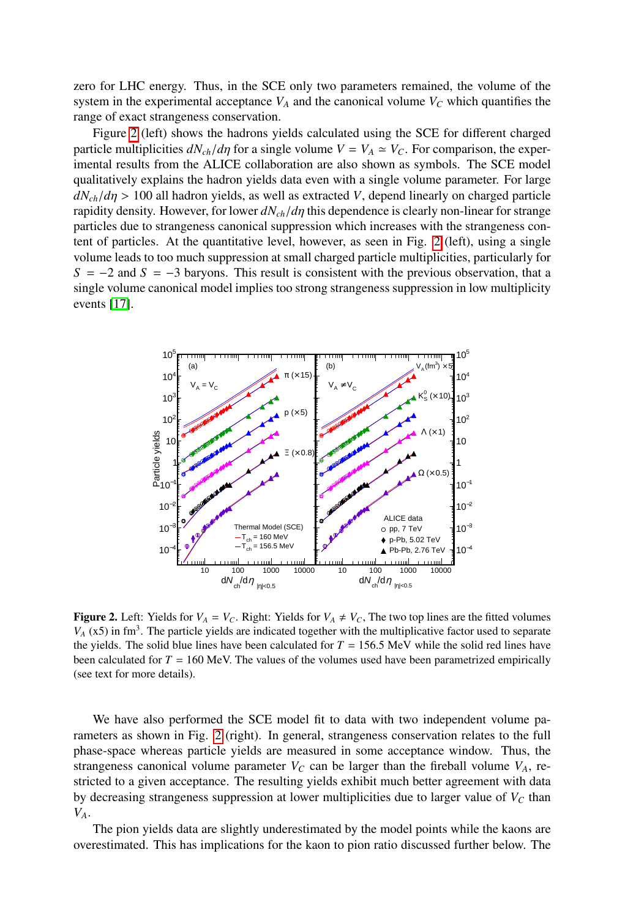zero for LHC energy. Thus, in the SCE only two parameters remained, the volume of the system in the experimental acceptance $V_A$ and the canonical volume $V_C$ which quantifies the range of exact strangeness conservation.

Figure 2 (left) shows the hadrons yields calculated using the SCE for different charged particle multiplicities $dN_{ch}/d\eta$ for a single volume $V = V_A \simeq V_C$. For comparison, the experimental results from the ALICE collaboration are also shown as symbols. The SCE model qualitatively explains the hadron yields data even with a single volume parameter. For large $dN_{ch}/d\eta > 100$ all hadron yields, as well as extracted $V$, depend linearly on charged particle rapidity density. However, for lower $dN_{ch}/d\eta$ this dependence is clearly non-linear for strange particles due to strangeness canonical suppression which increases with the strangeness content of particles. At the quantitative level, however, as seen in Fig. 2 (left), using a single volume leads to too much suppression at small charged particle multiplicities, particularly for $S = -2$ and $S = -3$ baryons. This result is consistent with the previous observation, that a single volume canonical model implies too strong strangeness suppression in low multiplicity events [17].

**Figure 2.** Left: Yields for $V_A = V_C$. Right: Yields for $V_A \neq V_C$, The two top lines are the fitted volumes $V_A$ (x5) in fm$^3$. The particle yields are indicated together with the multiplicative factor used to separate the yields. The solid blue lines have been calculated for $T = 156.5$ MeV while the solid red lines have been calculated for $T = 160$ MeV. The values of the volumes used have been parametrized empirically (see text for more details).

We have also performed the SCE model fit to data with two independent volume parameters as shown in Fig. 2 (right). In general, strangeness conservation relates to the full phase-space whereas particle yields are measured in some acceptance window. Thus, the strangeness canonical volume parameter $V_C$ can be larger than the fireball volume $V_A$, restricted to a given acceptance. The resulting yields exhibit much better agreement with data by decreasing strangeness suppression at lower multiplicities due to larger value of $V_C$ than $V_A$.

The pion yields data are slightly underestimated by the model points while the kaons are overestimated. This has implications for the kaon to pion ratio discussed further below. The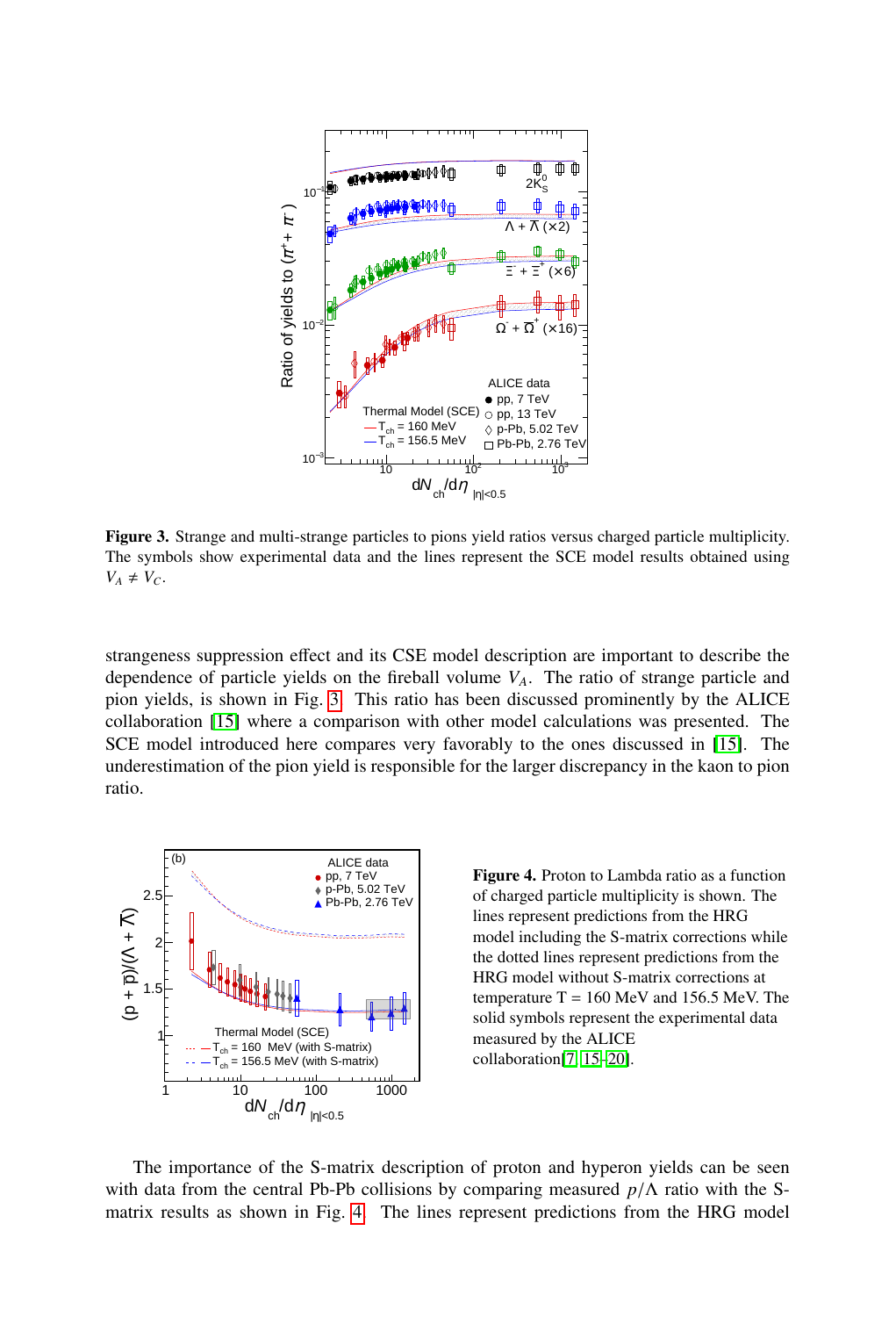**Figure 3.** Strange and multi-strange particles to pions yield ratios versus charged particle multiplicity. The symbols show experimental data and the lines represent the SCE model results obtained using $V_A \neq V_C$.

strangeness suppression effect and its CSE model description are important to describe the dependence of particle yields on the fireball volume $V_A$. The ratio of strange particle and pion yields, is shown in Fig. 3. This ratio has been discussed prominently by the ALICE collaboration [15] where a comparison with other model calculations was presented. The SCE model introduced here compares very favorably to the ones discussed in [15]. The underestimation of the pion yield is responsible for the larger discrepancy in the kaon to pion ratio.

**Figure 4.** Proton to Lambda ratio as a function of charged particle multiplicity is shown. The lines represent predictions from the HRG model including the S-matrix corrections while the dotted lines represent predictions from the HRG model without S-matrix corrections at temperature T = 160 MeV and 156.5 MeV. The solid symbols represent the experimental data measured by the ALICE collaboration[7, 15–20].

The importance of the S-matrix description of proton and hyperon yields can be seen with data from the central Pb-Pb collisions by comparing measured $p/\Lambda$ ratio with the S-matrix results as shown in Fig. 4. The lines represent predictions from the HRG model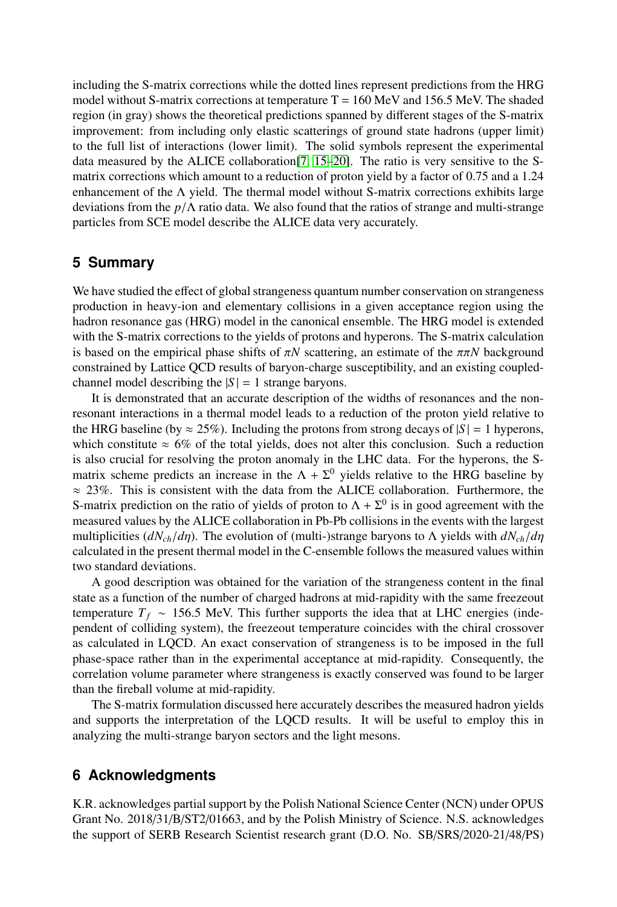including the S-matrix corrections while the dotted lines represent predictions from the HRG model without S-matrix corrections at temperature T = 160 MeV and 156.5 MeV. The shaded region (in gray) shows the theoretical predictions spanned by different stages of the S-matrix improvement: from including only elastic scatterings of ground state hadrons (upper limit) to the full list of interactions (lower limit). The solid symbols represent the experimental data measured by the ALICE collaboration[7, 15–20]. The ratio is very sensitive to the S-matrix corrections which amount to a reduction of proton yield by a factor of 0.75 and a 1.24 enhancement of the $\Lambda$ yield. The thermal model without S-matrix corrections exhibits large deviations from the $p/\Lambda$ ratio data. We also found that the ratios of strange and multi-strange particles from SCE model describe the ALICE data very accurately.

## 5 Summary

We have studied the effect of global strangeness quantum number conservation on strangeness production in heavy-ion and elementary collisions in a given acceptance region using the hadron resonance gas (HRG) model in the canonical ensemble. The HRG model is extended with the S-matrix corrections to the yields of protons and hyperons. The S-matrix calculation is based on the empirical phase shifts of $\pi N$ scattering, an estimate of the $\pi\pi N$ background constrained by Lattice QCD results of baryon-charge susceptibility, and an existing coupled-channel model describing the $|S| = 1$ strange baryons.

It is demonstrated that an accurate description of the widths of resonances and the non-resonant interactions in a thermal model leads to a reduction of the proton yield relative to the HRG baseline (by $\approx 25\%$). Including the protons from strong decays of $|S| = 1$ hyperons, which constitute $\approx 6\%$ of the total yields, does not alter this conclusion. Such a reduction is also crucial for resolving the proton anomaly in the LHC data. For the hyperons, the S-matrix scheme predicts an increase in the $\Lambda + \Sigma^0$ yields relative to the HRG baseline by $\approx 23\%$. This is consistent with the data from the ALICE collaboration. Furthermore, the S-matrix prediction on the ratio of yields of proton to $\Lambda + \Sigma^0$ is in good agreement with the measured values by the ALICE collaboration in Pb-Pb collisions in the events with the largest multiplicities ($dN_{ch}/d\eta$). The evolution of (multi-)strange baryons to $\Lambda$ yields with $dN_{ch}/d\eta$ calculated in the present thermal model in the C-ensemble follows the measured values within two standard deviations.

A good description was obtained for the variation of the strangeness content in the final state as a function of the number of charged hadrons at mid-rapidity with the same freezeout temperature $T_f \sim 156.5$ MeV. This further supports the idea that at LHC energies (independent of colliding system), the freezeout temperature coincides with the chiral crossover as calculated in LQCD. An exact conservation of strangeness is to be imposed in the full phase-space rather than in the experimental acceptance at mid-rapidity. Consequently, the correlation volume parameter where strangeness is exactly conserved was found to be larger than the fireball volume at mid-rapidity.

The S-matrix formulation discussed here accurately describes the measured hadron yields and supports the interpretation of the LQCD results. It will be useful to employ this in analyzing the multi-strange baryon sectors and the light mesons.

## 6 Acknowledgments

K.R. acknowledges partial support by the Polish National Science Center (NCN) under OPUS Grant No. 2018/31/B/ST2/01663, and by the Polish Ministry of Science. N.S. acknowledges the support of SERB Research Scientist research grant (D.O. No. SB/SRS/2020-21/48/PS)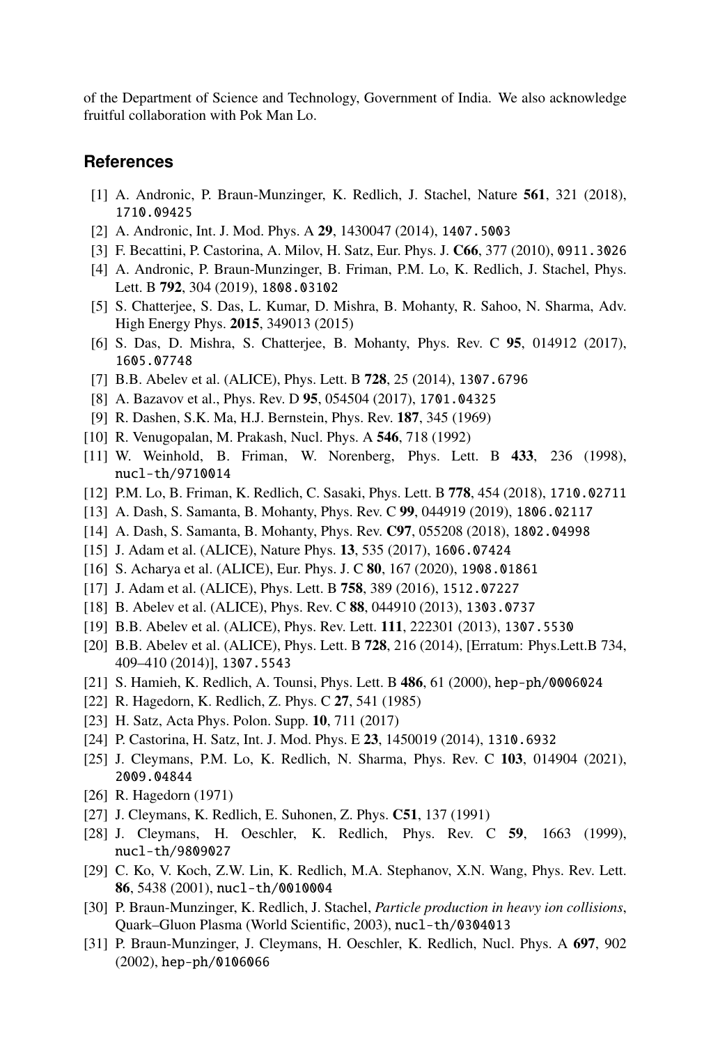of the Department of Science and Technology, Government of India. We also acknowledge fruitful collaboration with Pok Man Lo.

## References

[1] A. Andronic, P. Braun-Munzinger, K. Redlich, J. Stachel, Nature **561**, 321 (2018), 1710.09425

[2] A. Andronic, Int. J. Mod. Phys. A **29**, 1430047 (2014), 1407.5003

[3] F. Becattini, P. Castorina, A. Milov, H. Satz, Eur. Phys. J. **C66**, 377 (2010), 0911.3026

[4] A. Andronic, P. Braun-Munzinger, B. Friman, P.M. Lo, K. Redlich, J. Stachel, Phys. Lett. B **792**, 304 (2019), 1808.03102

[5] S. Chatterjee, S. Das, L. Kumar, D. Mishra, B. Mohanty, R. Sahoo, N. Sharma, Adv. High Energy Phys. **2015**, 349013 (2015)

[6] S. Das, D. Mishra, S. Chatterjee, B. Mohanty, Phys. Rev. C **95**, 014912 (2017), 1605.07748

[7] B.B. Abelev et al. (ALICE), Phys. Lett. B **728**, 25 (2014), 1307.6796

[8] A. Bazavov et al., Phys. Rev. D **95**, 054504 (2017), 1701.04325

[9] R. Dashen, S.K. Ma, H.J. Bernstein, Phys. Rev. **187**, 345 (1969)

[10] R. Venugopalan, M. Prakash, Nucl. Phys. A **546**, 718 (1992)

[11] W. Weinhold, B. Friman, W. Norenberg, Phys. Lett. B **433**, 236 (1998), nucl-th/9710014

[12] P.M. Lo, B. Friman, K. Redlich, C. Sasaki, Phys. Lett. B **778**, 454 (2018), 1710.02711

[13] A. Dash, S. Samanta, B. Mohanty, Phys. Rev. C **99**, 044919 (2019), 1806.02117

[14] A. Dash, S. Samanta, B. Mohanty, Phys. Rev. **C97**, 055208 (2018), 1802.04998

[15] J. Adam et al. (ALICE), Nature Phys. **13**, 535 (2017), 1606.07424

[16] S. Acharya et al. (ALICE), Eur. Phys. J. C **80**, 167 (2020), 1908.01861

[17] J. Adam et al. (ALICE), Phys. Lett. B **758**, 389 (2016), 1512.07227

[18] B. Abelev et al. (ALICE), Phys. Rev. C **88**, 044910 (2013), 1303.0737

[19] B.B. Abelev et al. (ALICE), Phys. Rev. Lett. **111**, 222301 (2013), 1307.5530

[20] B.B. Abelev et al. (ALICE), Phys. Lett. B **728**, 216 (2014), [Erratum: Phys.Lett.B 734, 409–410 (2014)], 1307.5543

[21] S. Hamieh, K. Redlich, A. Tounsi, Phys. Lett. B **486**, 61 (2000), hep-ph/0006024

[22] R. Hagedorn, K. Redlich, Z. Phys. C **27**, 541 (1985)

[23] H. Satz, Acta Phys. Polon. Supp. **10**, 711 (2017)

[24] P. Castorina, H. Satz, Int. J. Mod. Phys. E **23**, 1450019 (2014), 1310.6932

[25] J. Cleymans, P.M. Lo, K. Redlich, N. Sharma, Phys. Rev. C **103**, 014904 (2021), 2009.04844

[26] R. Hagedorn (1971)

[27] J. Cleymans, K. Redlich, E. Suhonen, Z. Phys. **C51**, 137 (1991)

[28] J. Cleymans, H. Oeschler, K. Redlich, Phys. Rev. C **59**, 1663 (1999), nucl-th/9809027

[29] C. Ko, V. Koch, Z.W. Lin, K. Redlich, M.A. Stephanov, X.N. Wang, Phys. Rev. Lett. **86**, 5438 (2001), nucl-th/0010004

[30] P. Braun-Munzinger, K. Redlich, J. Stachel, *Particle production in heavy ion collisions*, Quark–Gluon Plasma (World Scientific, 2003), nucl-th/0304013

[31] P. Braun-Munzinger, J. Cleymans, H. Oeschler, K. Redlich, Nucl. Phys. A **697**, 902 (2002), hep-ph/0106066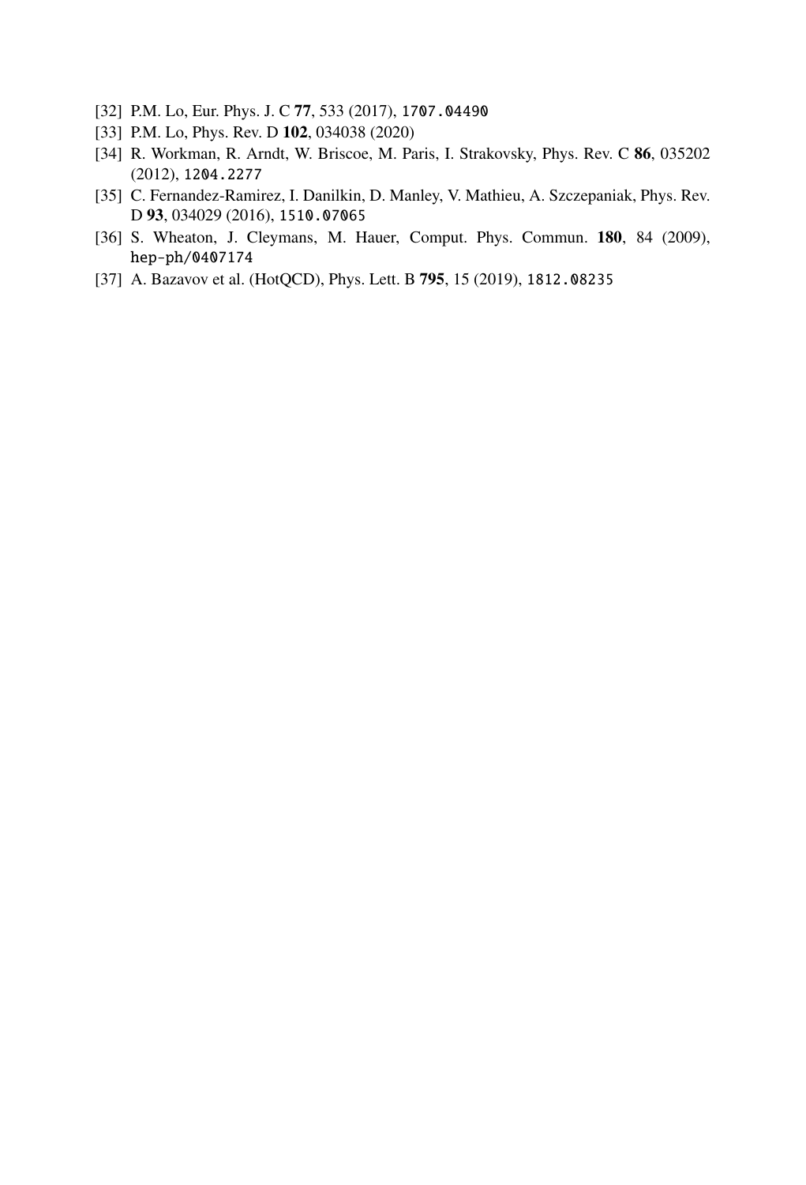[32] P.M. Lo, Eur. Phys. J. C **77**, 533 (2017), 1707.04490

[33] P.M. Lo, Phys. Rev. D **102**, 034038 (2020)

[34] R. Workman, R. Arndt, W. Briscoe, M. Paris, I. Strakovsky, Phys. Rev. C **86**, 035202 (2012), 1204.2277

[35] C. Fernandez-Ramirez, I. Danilkin, D. Manley, V. Mathieu, A. Szczepaniak, Phys. Rev. D **93**, 034029 (2016), 1510.07065

[36] S. Wheaton, J. Cleymans, M. Hauer, Comput. Phys. Commun. **180**, 84 (2009), hep-ph/0407174

[37] A. Bazavov et al. (HotQCD), Phys. Lett. B **795**, 15 (2019), 1812.08235